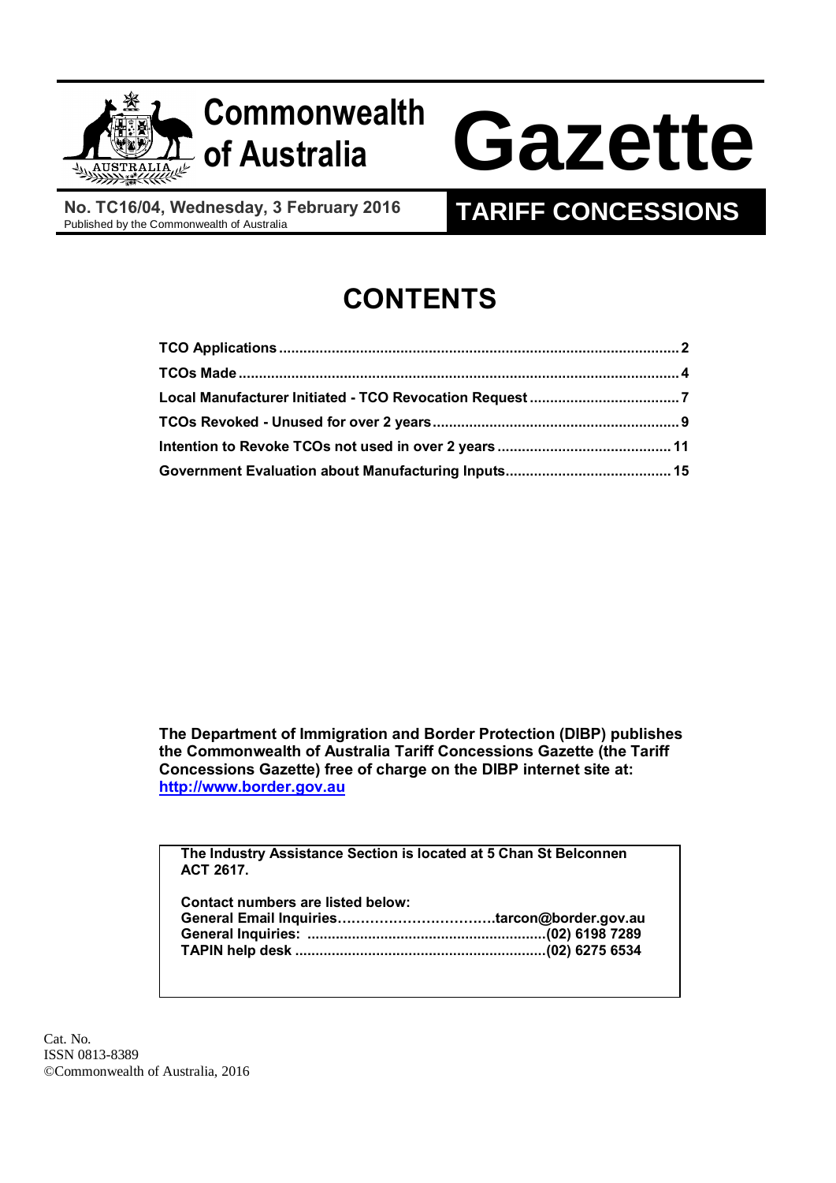# Commonwealth of Australia Gazette

**No. TC16/04, Wednesday, 3 February 2016**
Published by the Commonwealth of Australia

# TARIFF CONCESSIONS

## CONTENTS

**TCO Applications** .................................................. 2
**TCOs Made** .................................................. 4
**Local Manufacturer Initiated - TCO Revocation Request** .................................................. 7
**TCOs Revoked - Unused for over 2 years** .................................................. 9
**Intention to Revoke TCOs not used in over 2 years** .................................................. 11
**Government Evaluation about Manufacturing Inputs** .................................................. 15

**The Department of Immigration and Border Protection (DIBP) publishes the Commonwealth of Australia Tariff Concessions Gazette (the Tariff Concessions Gazette) free of charge on the DIBP internet site at: [http://www.border.gov.au](http://www.border.gov.au)**

**The Industry Assistance Section is located at 5 Chan St Belconnen ACT 2617.**

**Contact numbers are listed below:**
**General Email Inquiries……………………………tarcon@border.gov.au**
**General Inquiries: .............................................(02) 6198 7289**
**TAPIN help desk .............................................(02) 6275 6534**

Cat. No.
ISSN 0813-8389
©Commonwealth of Australia, 2016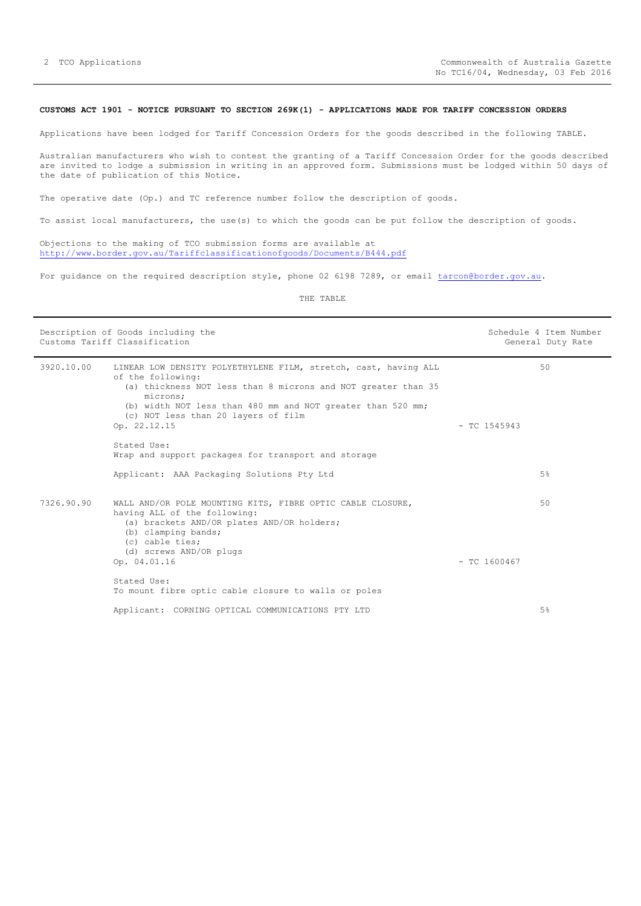**CUSTOMS ACT 1901 - NOTICE PURSUANT TO SECTION 269K(1) - APPLICATIONS MADE FOR TARIFF CONCESSION ORDERS**

Applications have been lodged for Tariff Concession Orders for the goods described in the following TABLE.

Australian manufacturers who wish to contest the granting of a Tariff Concession Order for the goods described are invited to lodge a submission in writing in an approved form. Submissions must be lodged within 50 days of the date of publication of this Notice.

The operative date (Op.) and TC reference number follow the description of goods.

To assist local manufacturers, the use(s) to which the goods can be put follow the description of goods.

Objections to the making of TCO submission forms are available at
http://www.border.gov.au/Tariffclassificationofgoods/Documents/B444.pdf

For guidance on the required description style, phone 02 6198 7289, or email tarcon@border.gov.au.

THE TABLE

| Description of Goods including the Customs Tariff Classification | | Schedule 4 Item Number / General Duty Rate |
|---|---|---|
| 3920.10.00 | LINEAR LOW DENSITY POLYETHYLENE FILM, stretch, cast, having ALL of the following:<br>(a) thickness NOT less than 8 microns and NOT greater than 35 microns;<br>(b) width NOT less than 480 mm and NOT greater than 520 mm;<br>(c) NOT less than 20 layers of film<br>Op. 22.12.15 - TC 1545943<br><br>Stated Use:<br>Wrap and support packages for transport and storage<br><br>Applicant: AAA Packaging Solutions Pty Ltd | 50<br><br>5% |
| 7326.90.90 | WALL AND/OR POLE MOUNTING KITS, FIBRE OPTIC CABLE CLOSURE, having ALL of the following:<br>(a) brackets AND/OR plates AND/OR holders;<br>(b) clamping bands;<br>(c) cable ties;<br>(d) screws AND/OR plugs<br>Op. 04.01.16 - TC 1600467<br><br>Stated Use:<br>To mount fibre optic cable closure to walls or poles<br><br>Applicant: CORNING OPTICAL COMMUNICATIONS PTY LTD | 50<br><br>5% |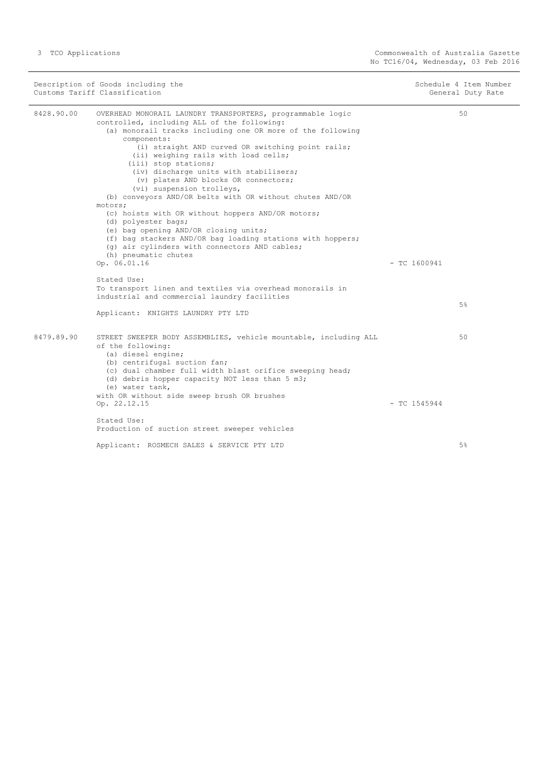| Description of Goods including the Customs Tariff Classification | | | Schedule 4 Item Number General Duty Rate |
|---|---|---|---|
| 8428.90.00 | OVERHEAD MONORAIL LAUNDRY TRANSPORTERS, programmable logic controlled, including ALL of the following:<br>(a) monorail tracks including one OR more of the following components:<br>(i) straight AND curved OR switching point rails;<br>(ii) weighing rails with load cells;<br>(iii) stop stations;<br>(iv) discharge units with stabilisers;<br>(v) plates AND blocks OR connectors;<br>(vi) suspension trolleys,<br>(b) conveyors AND/OR belts with OR without chutes AND/OR motors;<br>(c) hoists with OR without hoppers AND/OR motors;<br>(d) polyester bags;<br>(e) bag opening AND/OR closing units;<br>(f) bag stackers AND/OR bag loading stations with hoppers;<br>(g) air cylinders with connectors AND cables;<br>(h) pneumatic chutes<br>Op. 06.01.16<br><br>Stated Use:<br>To transport linen and textiles via overhead monorails in industrial and commercial laundry facilities<br><br>Applicant: KNIGHTS LAUNDRY PTY LTD | - TC 1600941 | 50<br><br>5% |
| 8479.89.90 | STREET SWEEPER BODY ASSEMBLIES, vehicle mountable, including ALL of the following:<br>(a) diesel engine;<br>(b) centrifugal suction fan;<br>(c) dual chamber full width blast orifice sweeping head;<br>(d) debris hopper capacity NOT less than 5 m3;<br>(e) water tank,<br>with OR without side sweep brush OR brushes<br>Op. 22.12.15<br><br>Stated Use:<br>Production of suction street sweeper vehicles<br><br>Applicant: ROSMECH SALES & SERVICE PTY LTD | - TC 1545944 | 50<br><br>5% |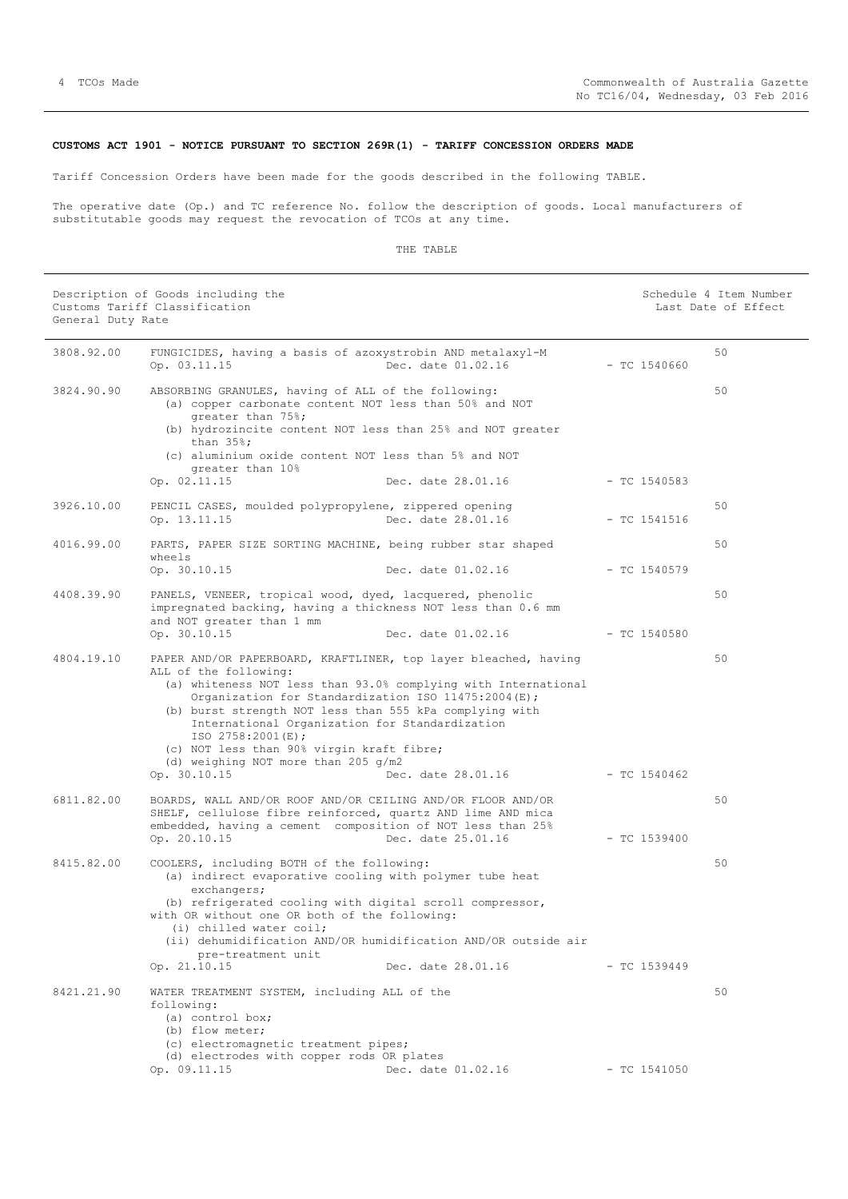**CUSTOMS ACT 1901 - NOTICE PURSUANT TO SECTION 269R(1) - TARIFF CONCESSION ORDERS MADE**

Tariff Concession Orders have been made for the goods described in the following TABLE.

The operative date (Op.) and TC reference No. follow the description of goods. Local manufacturers of substitutable goods may request the revocation of TCOs at any time.

THE TABLE

| Description of Goods including the Customs Tariff Classification General Duty Rate | | | | Schedule 4 Item Number Last Date of Effect |
|---|---|---|---|---|
| 3808.92.00 | FUNGICIDES, having a basis of azoxystrobin AND metalaxyl-M<br>Op. 03.11.15 | Dec. date 01.02.16 | - TC 1540660 | 50 |
| 3824.90.90 | ABSORBING GRANULES, having of ALL of the following:<br>(a) copper carbonate content NOT less than 50% and NOT greater than 75%;<br>(b) hydrozincite content NOT less than 25% and NOT greater than 35%;<br>(c) aluminium oxide content NOT less than 5% and NOT greater than 10%<br>Op. 02.11.15 | Dec. date 28.01.16 | - TC 1540583 | 50 |
| 3926.10.00 | PENCIL CASES, moulded polypropylene, zippered opening<br>Op. 13.11.15 | Dec. date 28.01.16 | - TC 1541516 | 50 |
| 4016.99.00 | PARTS, PAPER SIZE SORTING MACHINE, being rubber star shaped wheels<br>Op. 30.10.15 | Dec. date 01.02.16 | - TC 1540579 | 50 |
| 4408.39.90 | PANELS, VENEER, tropical wood, dyed, lacquered, phenolic impregnated backing, having a thickness NOT less than 0.6 mm and NOT greater than 1 mm<br>Op. 30.10.15 | Dec. date 01.02.16 | - TC 1540580 | 50 |
| 4804.19.10 | PAPER AND/OR PAPERBOARD, KRAFTLINER, top layer bleached, having ALL of the following:<br>(a) whiteness NOT less than 93.0% complying with International Organization for Standardization ISO 11475:2004(E);<br>(b) burst strength NOT less than 555 kPa complying with International Organization for Standardization ISO 2758:2001(E);<br>(c) NOT less than 90% virgin kraft fibre;<br>(d) weighing NOT more than 205 g/m2<br>Op. 30.10.15 | Dec. date 28.01.16 | - TC 1540462 | 50 |
| 6811.82.00 | BOARDS, WALL AND/OR ROOF AND/OR CEILING AND/OR FLOOR AND/OR SHELF, cellulose fibre reinforced, quartz AND lime AND mica embedded, having a cement composition of NOT less than 25%<br>Op. 20.10.15 | Dec. date 25.01.16 | - TC 1539400 | 50 |
| 8415.82.00 | COOLERS, including BOTH of the following:<br>(a) indirect evaporative cooling with polymer tube heat exchangers;<br>(b) refrigerated cooling with digital scroll compressor,<br>with OR without one OR both of the following:<br>(i) chilled water coil;<br>(ii) dehumidification AND/OR humidification AND/OR outside air pre-treatment unit<br>Op. 21.10.15 | Dec. date 28.01.16 | - TC 1539449 | 50 |
| 8421.21.90 | WATER TREATMENT SYSTEM, including ALL of the following:<br>(a) control box;<br>(b) flow meter;<br>(c) electromagnetic treatment pipes;<br>(d) electrodes with copper rods OR plates<br>Op. 09.11.15 | Dec. date 01.02.16 | - TC 1541050 | 50 |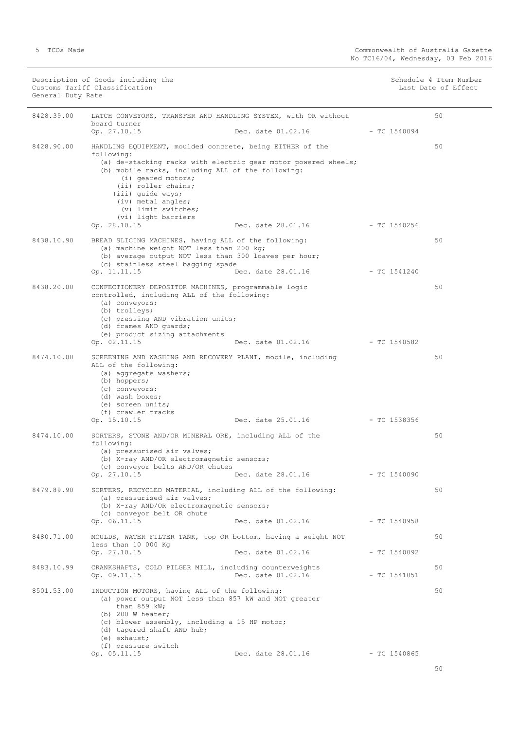| Description of Goods including the Customs Tariff Classification General Duty Rate | | | | Schedule 4 Item Number Last Date of Effect |
|---|---|---|---|---|
| 8428.39.00 | LATCH CONVEYORS, TRANSFER AND HANDLING SYSTEM, with OR without board turner<br>Op. 27.10.15 | Dec. date 01.02.16 | - TC 1540094 | 50 |
| 8428.90.00 | HANDLING EQUIPMENT, moulded concrete, being EITHER of the following:<br>(a) de-stacking racks with electric gear motor powered wheels;<br>(b) mobile racks, including ALL of the following:<br>(i) geared motors;<br>(ii) roller chains;<br>(iii) guide ways;<br>(iv) metal angles;<br>(v) limit switches;<br>(vi) light barriers<br>Op. 28.10.15 | Dec. date 28.01.16 | - TC 1540256 | 50 |
| 8438.10.90 | BREAD SLICING MACHINES, having ALL of the following:<br>(a) machine weight NOT less than 200 kg;<br>(b) average output NOT less than 300 loaves per hour;<br>(c) stainless steel bagging spade<br>Op. 11.11.15 | Dec. date 28.01.16 | - TC 1541240 | 50 |
| 8438.20.00 | CONFECTIONERY DEPOSITOR MACHINES, programmable logic controlled, including ALL of the following:<br>(a) conveyors;<br>(b) trolleys;<br>(c) pressing AND vibration units;<br>(d) frames AND guards;<br>(e) product sizing attachments<br>Op. 02.11.15 | Dec. date 01.02.16 | - TC 1540582 | 50 |
| 8474.10.00 | SCREENING AND WASHING AND RECOVERY PLANT, mobile, including ALL of the following:<br>(a) aggregate washers;<br>(b) hoppers;<br>(c) conveyors;<br>(d) wash boxes;<br>(e) screen units;<br>(f) crawler tracks<br>Op. 15.10.15 | Dec. date 25.01.16 | - TC 1538356 | 50 |
| 8474.10.00 | SORTERS, STONE AND/OR MINERAL ORE, including ALL of the following:<br>(a) pressurised air valves;<br>(b) X-ray AND/OR electromagnetic sensors;<br>(c) conveyor belts AND/OR chutes<br>Op. 27.10.15 | Dec. date 28.01.16 | - TC 1540090 | 50 |
| 8479.89.90 | SORTERS, RECYCLED MATERIAL, including ALL of the following:<br>(a) pressurised air valves;<br>(b) X-ray AND/OR electromagnetic sensors;<br>(c) conveyor belt OR chute<br>Op. 06.11.15 | Dec. date 01.02.16 | - TC 1540958 | 50 |
| 8480.71.00 | MOULDS, WATER FILTER TANK, top OR bottom, having a weight NOT less than 10 000 Kg<br>Op. 27.10.15 | Dec. date 01.02.16 | - TC 1540092 | 50 |
| 8483.10.99 | CRANKSHAFTS, COLD PILGER MILL, including counterweights<br>Op. 09.11.15 | Dec. date 01.02.16 | - TC 1541051 | 50 |
| 8501.53.00 | INDUCTION MOTORS, having ALL of the following:<br>(a) power output NOT less than 857 kW and NOT greater than 859 kW;<br>(b) 200 W heater;<br>(c) blower assembly, including a 15 HP motor;<br>(d) tapered shaft AND hub;<br>(e) exhaust;<br>(f) pressure switch<br>Op. 05.11.15 | Dec. date 28.01.16 | - TC 1540865 | 50 |

50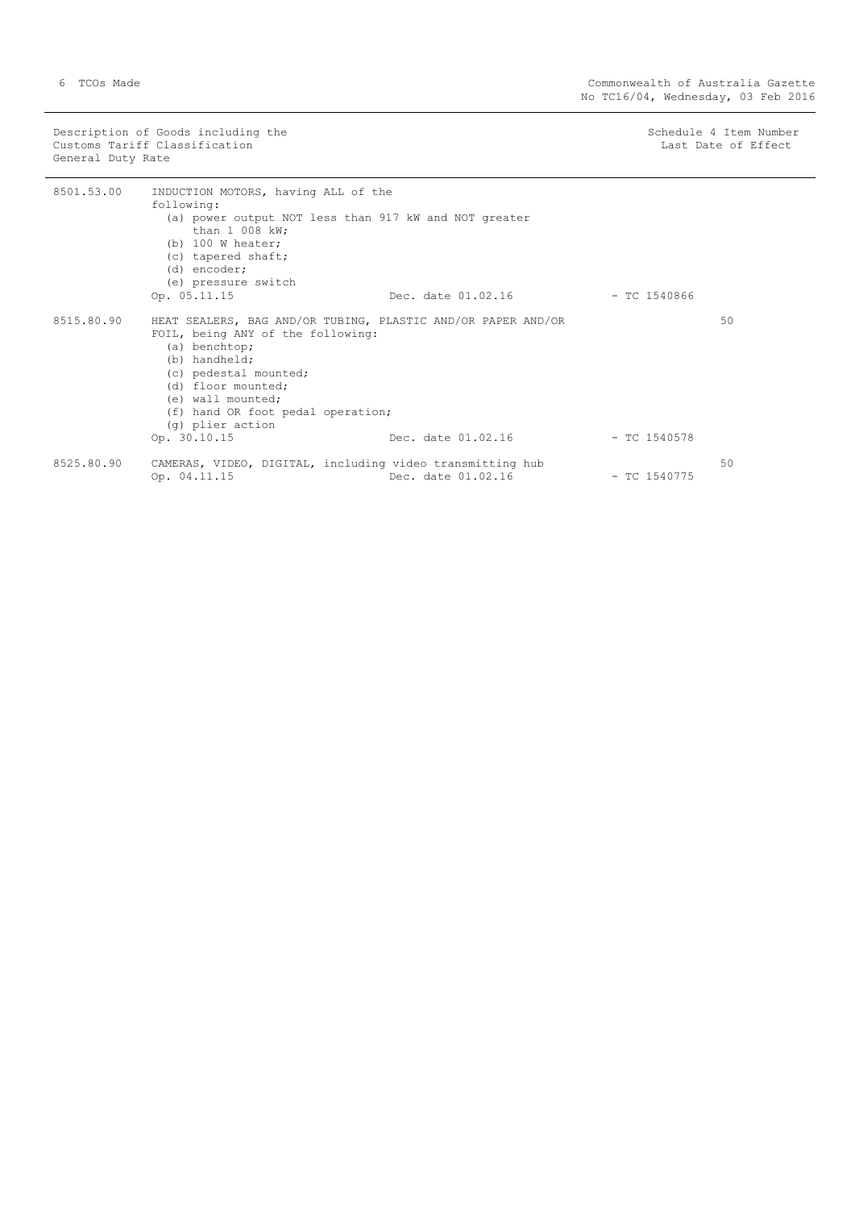| Description of Goods including the Customs Tariff Classification General Duty Rate | | | Schedule 4 Item Number Last Date of Effect |
|---|---|---|---|
| 8501.53.00 | INDUCTION MOTORS, having ALL of the following:<br>(a) power output NOT less than 917 kW and NOT greater than 1 008 kW;<br>(b) 100 W heater;<br>(c) tapered shaft;<br>(d) encoder;<br>(e) pressure switch<br>Op. 05.11.15 Dec. date 01.02.16 | - TC 1540866 | |
| 8515.80.90 | HEAT SEALERS, BAG AND/OR TUBING, PLASTIC AND/OR PAPER AND/OR FOIL, being ANY of the following:<br>(a) benchtop;<br>(b) handheld;<br>(c) pedestal mounted;<br>(d) floor mounted;<br>(e) wall mounted;<br>(f) hand OR foot pedal operation;<br>(g) plier action<br>Op. 30.10.15 Dec. date 01.02.16 | - TC 1540578 | 50 |
| 8525.80.90 | CAMERAS, VIDEO, DIGITAL, including video transmitting hub<br>Op. 04.11.15 Dec. date 01.02.16 | - TC 1540775 | 50 |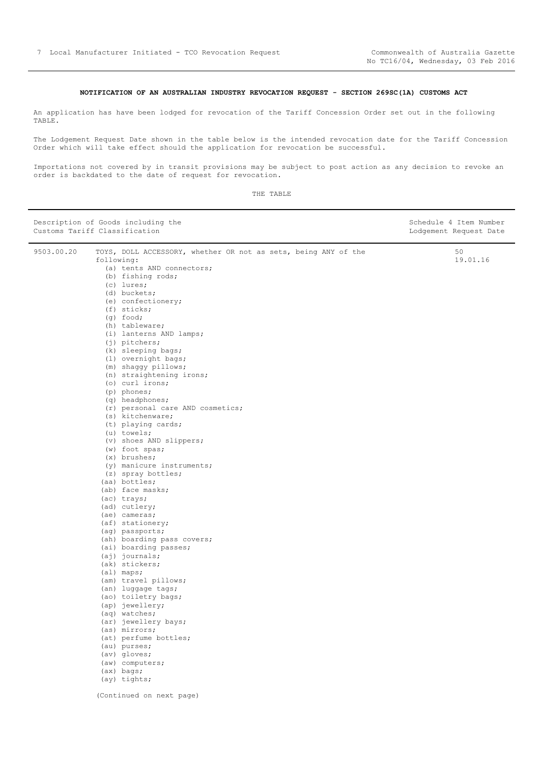**NOTIFICATION OF AN AUSTRALIAN INDUSTRY REVOCATION REQUEST - SECTION 269SC(1A) CUSTOMS ACT**

An application has have been lodged for revocation of the Tariff Concession Order set out in the following TABLE.

The Lodgement Request Date shown in the table below is the intended revocation date for the Tariff Concession Order which will take effect should the application for revocation be successful.

Importations not covered by in transit provisions may be subject to post action as any decision to revoke an order is backdated to the date of request for revocation.

THE TABLE

| Description of Goods including the Customs Tariff Classification | | Schedule 4 Item Number Lodgement Request Date |
|---|---|---|
| 9503.00.20 | TOYS, DOLL ACCESSORY, whether OR not as sets, being ANY of the following:<br>(a) tents AND connectors;<br>(b) fishing rods;<br>(c) lures;<br>(d) buckets;<br>(e) confectionery;<br>(f) sticks;<br>(g) food;<br>(h) tableware;<br>(i) lanterns AND lamps;<br>(j) pitchers;<br>(k) sleeping bags;<br>(l) overnight bags;<br>(m) shaggy pillows;<br>(n) straightening irons;<br>(o) curl irons;<br>(p) phones;<br>(q) headphones;<br>(r) personal care AND cosmetics;<br>(s) kitchenware;<br>(t) playing cards;<br>(u) towels;<br>(v) shoes AND slippers;<br>(w) foot spas;<br>(x) brushes;<br>(y) manicure instruments;<br>(z) spray bottles;<br>(aa) bottles;<br>(ab) face masks;<br>(ac) trays;<br>(ad) cutlery;<br>(ae) cameras;<br>(af) stationery;<br>(ag) passports;<br>(ah) boarding pass covers;<br>(ai) boarding passes;<br>(aj) journals;<br>(ak) stickers;<br>(al) maps;<br>(am) travel pillows;<br>(an) luggage tags;<br>(ao) toiletry bags;<br>(ap) jewellery;<br>(aq) watches;<br>(ar) jewellery bays;<br>(as) mirrors;<br>(at) perfume bottles;<br>(au) purses;<br>(av) gloves;<br>(aw) computers;<br>(ax) bags;<br>(ay) tights; | 50<br>19.01.16 |

(Continued on next page)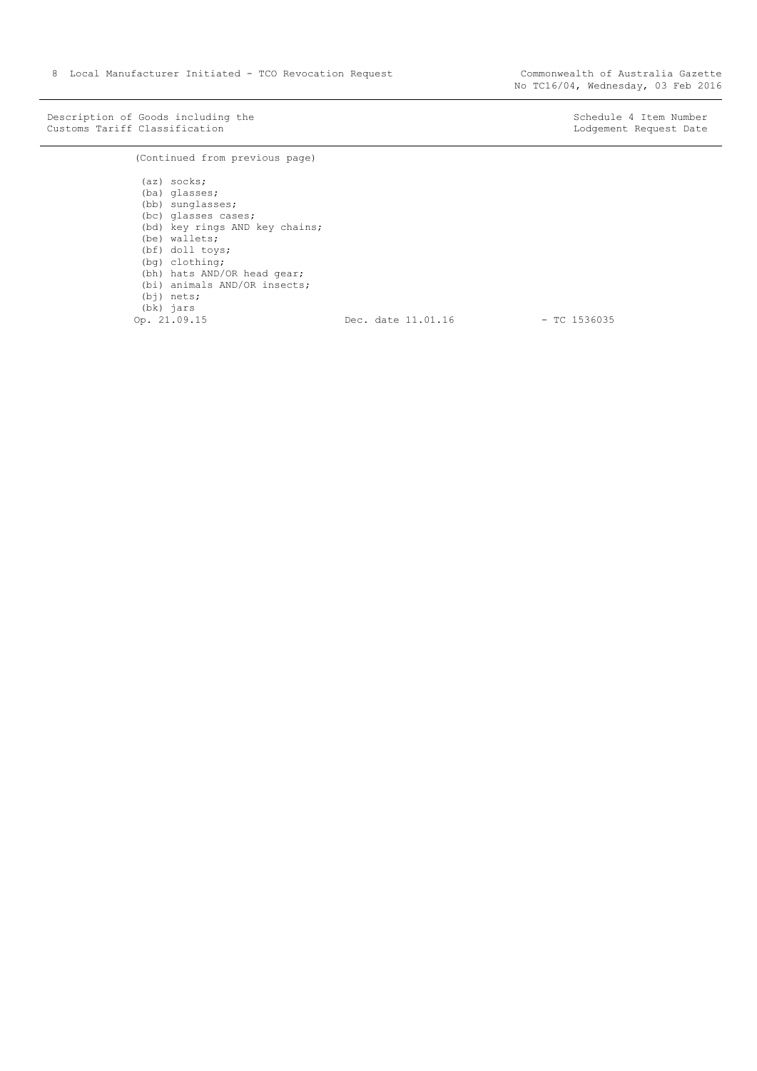Description of Goods including the Customs Tariff Classification | Schedule 4 Item Number Lodgement Request Date

(Continued from previous page)

(az) socks;
(ba) glasses;
(bb) sunglasses;
(bc) glasses cases;
(bd) key rings AND key chains;
(be) wallets;
(bf) doll toys;
(bg) clothing;
(bh) hats AND/OR head gear;
(bi) animals AND/OR insects;
(bj) nets;
(bk) jars

Op. 21.09.15 Dec. date 11.01.16 - TC 1536035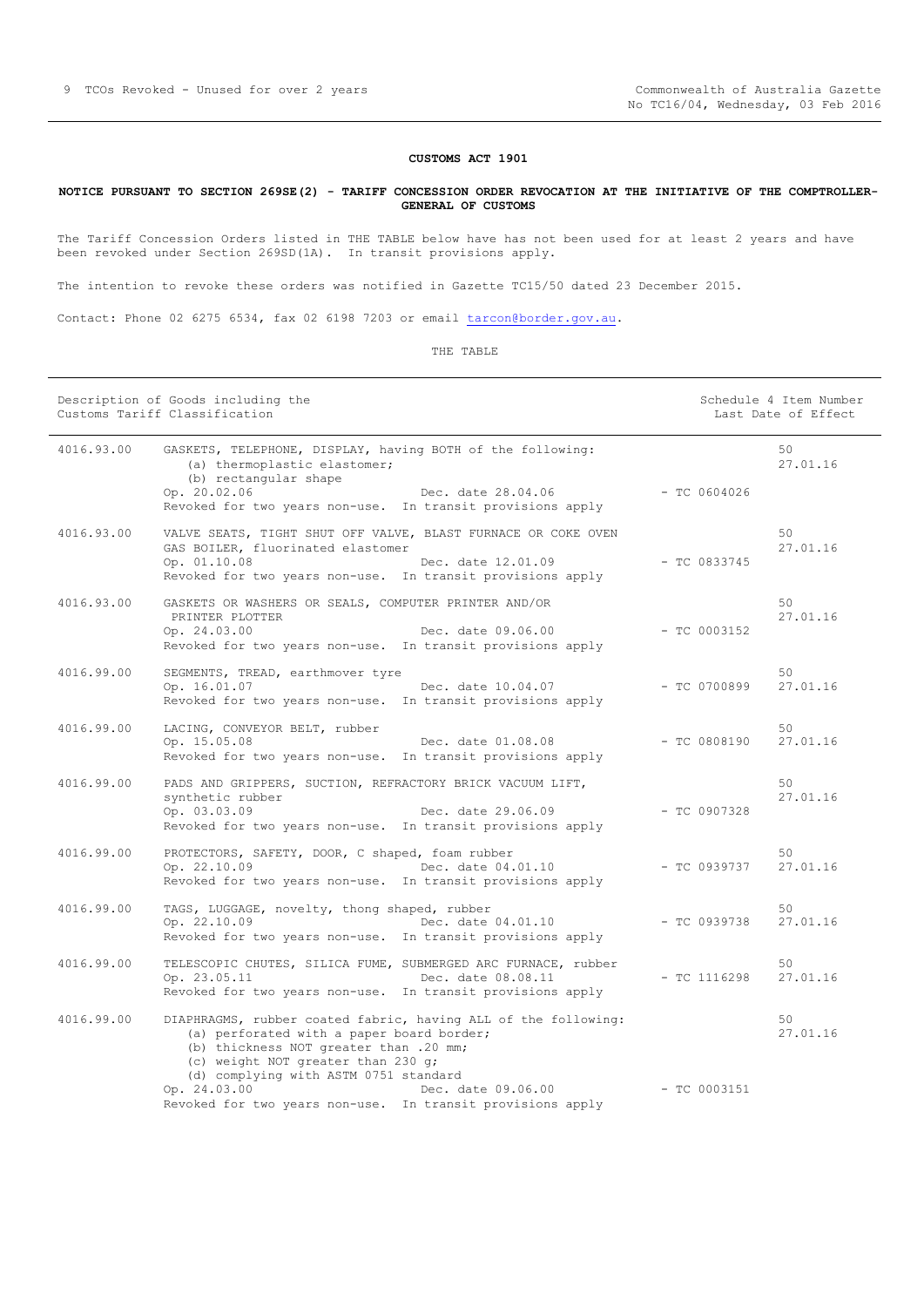**CUSTOMS ACT 1901**

**NOTICE PURSUANT TO SECTION 269SE(2) - TARIFF CONCESSION ORDER REVOCATION AT THE INITIATIVE OF THE COMPTROLLER-GENERAL OF CUSTOMS**

The Tariff Concession Orders listed in THE TABLE below have has not been used for at least 2 years and have been revoked under Section 269SD(1A). In transit provisions apply.

The intention to revoke these orders was notified in Gazette TC15/50 dated 23 December 2015.

Contact: Phone 02 6275 6534, fax 02 6198 7203 or email tarcon@border.gov.au.

THE TABLE

| Description of Goods including the Customs Tariff Classification | | | Schedule 4 Item Number Last Date of Effect |
|---|---|---|---|
| 4016.93.00 | GASKETS, TELEPHONE, DISPLAY, having BOTH of the following:<br>(a) thermoplastic elastomer;<br>(b) rectangular shape<br>Op. 20.02.06 Dec. date 28.04.06<br>Revoked for two years non-use. In transit provisions apply | - TC 0604026 | 50<br>27.01.16 |
| 4016.93.00 | VALVE SEATS, TIGHT SHUT OFF VALVE, BLAST FURNACE OR COKE OVEN GAS BOILER, fluorinated elastomer<br>Op. 01.10.08 Dec. date 12.01.09<br>Revoked for two years non-use. In transit provisions apply | - TC 0833745 | 50<br>27.01.16 |
| 4016.93.00 | GASKETS OR WASHERS OR SEALS, COMPUTER PRINTER AND/OR PRINTER PLOTTER<br>Op. 24.03.00 Dec. date 09.06.00<br>Revoked for two years non-use. In transit provisions apply | - TC 0003152 | 50<br>27.01.16 |
| 4016.99.00 | SEGMENTS, TREAD, earthmover tyre<br>Op. 16.01.07 Dec. date 10.04.07<br>Revoked for two years non-use. In transit provisions apply | - TC 0700899 | 50<br>27.01.16 |
| 4016.99.00 | LACING, CONVEYOR BELT, rubber<br>Op. 15.05.08 Dec. date 01.08.08<br>Revoked for two years non-use. In transit provisions apply | - TC 0808190 | 50<br>27.01.16 |
| 4016.99.00 | PADS AND GRIPPERS, SUCTION, REFRACTORY BRICK VACUUM LIFT, synthetic rubber<br>Op. 03.03.09 Dec. date 29.06.09<br>Revoked for two years non-use. In transit provisions apply | - TC 0907328 | 50<br>27.01.16 |
| 4016.99.00 | PROTECTORS, SAFETY, DOOR, C shaped, foam rubber<br>Op. 22.10.09 Dec. date 04.01.10<br>Revoked for two years non-use. In transit provisions apply | - TC 0939737 | 50<br>27.01.16 |
| 4016.99.00 | TAGS, LUGGAGE, novelty, thong shaped, rubber<br>Op. 22.10.09 Dec. date 04.01.10<br>Revoked for two years non-use. In transit provisions apply | - TC 0939738 | 50<br>27.01.16 |
| 4016.99.00 | TELESCOPIC CHUTES, SILICA FUME, SUBMERGED ARC FURNACE, rubber<br>Op. 23.05.11 Dec. date 08.08.11<br>Revoked for two years non-use. In transit provisions apply | - TC 1116298 | 50<br>27.01.16 |
| 4016.99.00 | DIAPHRAGMS, rubber coated fabric, having ALL of the following:<br>(a) perforated with a paper board border;<br>(b) thickness NOT greater than .20 mm;<br>(c) weight NOT greater than 230 g;<br>(d) complying with ASTM 0751 standard<br>Op. 24.03.00 Dec. date 09.06.00<br>Revoked for two years non-use. In transit provisions apply | - TC 0003151 | 50<br>27.01.16 |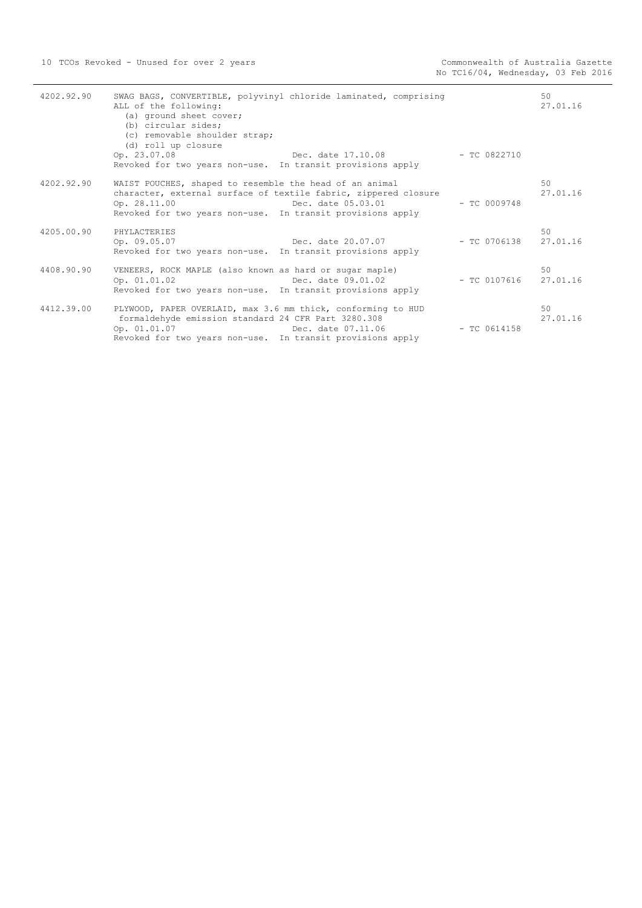| | | | |
|---|---|---|---|
| 4202.92.90 | SWAG BAGS, CONVERTIBLE, polyvinyl chloride laminated, comprising ALL of the following:<br>(a) ground sheet cover;<br>(b) circular sides;<br>(c) removable shoulder strap;<br>(d) roll up closure<br>Op. 23.07.08 Dec. date 17.10.08<br>Revoked for two years non-use. In transit provisions apply | - TC 0822710 | 50<br>27.01.16 |
| 4202.92.90 | WAIST POUCHES, shaped to resemble the head of an animal character, external surface of textile fabric, zippered closure<br>Op. 28.11.00 Dec. date 05.03.01<br>Revoked for two years non-use. In transit provisions apply | - TC 0009748 | 50<br>27.01.16 |
| 4205.00.90 | PHYLACTERIES<br>Op. 09.05.07 Dec. date 20.07.07<br>Revoked for two years non-use. In transit provisions apply | - TC 0706138 | 50<br>27.01.16 |
| 4408.90.90 | VENEERS, ROCK MAPLE (also known as hard or sugar maple)<br>Op. 01.01.02 Dec. date 09.01.02<br>Revoked for two years non-use. In transit provisions apply | - TC 0107616 | 50<br>27.01.16 |
| 4412.39.00 | PLYWOOD, PAPER OVERLAID, max 3.6 mm thick, conforming to HUD formaldehyde emission standard 24 CFR Part 3280.308<br>Op. 01.01.07 Dec. date 07.11.06<br>Revoked for two years non-use. In transit provisions apply | - TC 0614158 | 50<br>27.01.16 |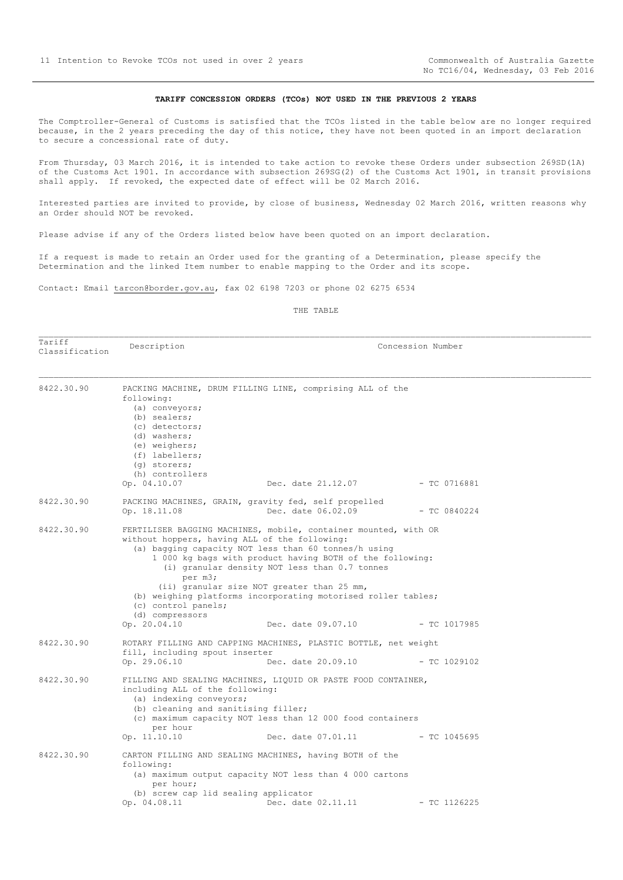**TARIFF CONCESSION ORDERS (TCOs) NOT USED IN THE PREVIOUS 2 YEARS**

The Comptroller-General of Customs is satisfied that the TCOs listed in the table below are no longer required because, in the 2 years preceding the day of this notice, they have not been quoted in an import declaration to secure a concessional rate of duty.

From Thursday, 03 March 2016, it is intended to take action to revoke these Orders under subsection 269SD(1A) of the Customs Act 1901. In accordance with subsection 269SG(2) of the Customs Act 1901, in transit provisions shall apply. If revoked, the expected date of effect will be 02 March 2016.

Interested parties are invited to provide, by close of business, Wednesday 02 March 2016, written reasons why an Order should NOT be revoked.

Please advise if any of the Orders listed below have been quoted on an import declaration.

If a request is made to retain an Order used for the granting of a Determination, please specify the Determination and the linked Item number to enable mapping to the Order and its scope.

Contact: Email tarcon@border.gov.au, fax 02 6198 7203 or phone 02 6275 6534

THE TABLE

| Tariff Classification | Description | Concession Number |
|---|---|---|
| 8422.30.90 | PACKING MACHINE, DRUM FILLING LINE, comprising ALL of the following:<br>(a) conveyors;<br>(b) sealers;<br>(c) detectors;<br>(d) washers;<br>(e) weighers;<br>(f) labellers;<br>(g) storers;<br>(h) controllers<br>Op. 04.10.07 Dec. date 21.12.07 | - TC 0716881 |
| 8422.30.90 | PACKING MACHINES, GRAIN, gravity fed, self propelled<br>Op. 18.11.08 Dec. date 06.02.09 | - TC 0840224 |
| 8422.30.90 | FERTILISER BAGGING MACHINES, mobile, container mounted, with OR without hoppers, having ALL of the following:<br>(a) bagging capacity NOT less than 60 tonnes/h using 1 000 kg bags with product having BOTH of the following:<br>(i) granular density NOT less than 0.7 tonnes per m3;<br>(ii) granular size NOT greater than 25 mm,<br>(b) weighing platforms incorporating motorised roller tables;<br>(c) control panels;<br>(d) compressors<br>Op. 20.04.10 Dec. date 09.07.10 | - TC 1017985 |
| 8422.30.90 | ROTARY FILLING AND CAPPING MACHINES, PLASTIC BOTTLE, net weight fill, including spout inserter<br>Op. 29.06.10 Dec. date 20.09.10 | - TC 1029102 |
| 8422.30.90 | FILLING AND SEALING MACHINES, LIQUID OR PASTE FOOD CONTAINER, including ALL of the following:<br>(a) indexing conveyors;<br>(b) cleaning and sanitising filler;<br>(c) maximum capacity NOT less than 12 000 food containers per hour<br>Op. 11.10.10 Dec. date 07.01.11 | - TC 1045695 |
| 8422.30.90 | CARTON FILLING AND SEALING MACHINES, having BOTH of the following:<br>(a) maximum output capacity NOT less than 4 000 cartons per hour;<br>(b) screw cap lid sealing applicator<br>Op. 04.08.11 Dec. date 02.11.11 | - TC 1126225 |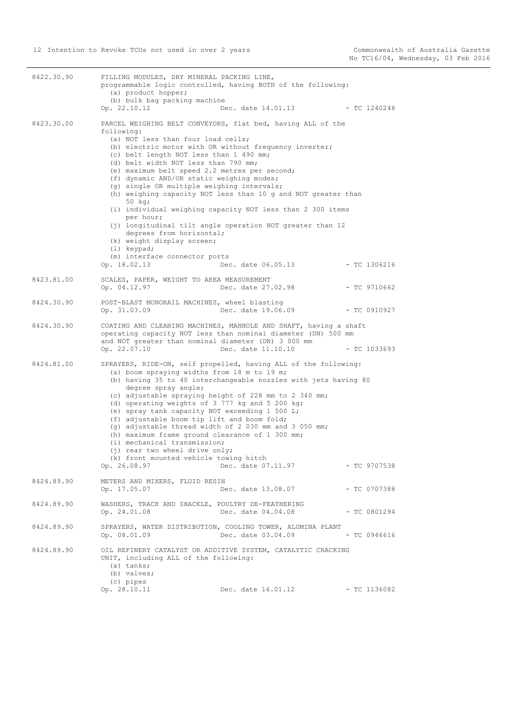8422.30.90 FILLING MODULES, DRY MINERAL PACKING LINE, programmable logic controlled, having BOTH of the following:
(a) product hopper;
(b) bulk bag packing machine
Op. 22.10.12 Dec. date 14.01.13 - TC 1240248

8423.30.00 PARCEL WEIGHING BELT CONVEYORS, flat bed, having ALL of the following:
(a) NOT less than four load cells;
(b) electric motor with OR without frequency inverter;
(c) belt length NOT less than 1 490 mm;
(d) belt width NOT less than 790 mm;
(e) maximum belt speed 2.2 metres per second;
(f) dynamic AND/OR static weighing modes;
(g) single OR multiple weighing intervals;
(h) weighing capacity NOT less than 10 g and NOT greater than 50 kg;
(i) individual weighing capacity NOT less than 2 300 items per hour;
(j) longitudinal tilt angle operation NOT greater than 12 degrees from horizontal;
(k) weight display screen;
(l) keypad;
(m) interface connector ports
Op. 18.02.13 Dec. date 06.05.13 - TC 1306216

8423.81.00 SCALES, PAPER, WEIGHT TO AREA MEASUREMENT
Op. 04.12.97 Dec. date 27.02.98 - TC 9710662

8424.30.90 POST-BLAST MONORAIL MACHINES, wheel blasting
Op. 31.03.09 Dec. date 19.06.09 - TC 0910927

8424.30.90 COATING AND CLEANING MACHINES, MANHOLE AND SHAFT, having a shaft operating capacity NOT less than nominal diameter (DN) 500 mm and NOT greater than nominal diameter (DN) 3 000 mm
Op. 22.07.10 Dec. date 11.10.10 - TC 1033693

8424.81.00 SPRAYERS, RIDE-ON, self propelled, having ALL of the following:
(a) boom spraying widths from 18 m to 19 m;
(b) having 35 to 40 interchangeable nozzles with jets having 80 degree spray angle;
(c) adjustable spraying height of 228 mm to 2 340 mm;
(d) operating weights of 3 777 kg and 5 200 kg;
(e) spray tank capacity NOT exceeding 1 500 L;
(f) adjustable boom tip lift and boom fold;
(g) adjustable thread width of 2 030 mm and 3 050 mm;
(h) maximum frame ground clearance of 1 300 mm;
(i) mechanical transmission;
(j) rear two wheel drive only;
(k) front mounted vehicle towing hitch
Op. 26.08.97 Dec. date 07.11.97 - TC 9707538

8424.89.90 METERS AND MIXERS, FLUID RESIN
Op. 17.05.07 Dec. date 13.08.07 - TC 0707388

8424.89.90 WASHERS, TRACK AND SHACKLE, POULTRY DE-FEATHERING
Op. 24.01.08 Dec. date 04.04.08 - TC 0801294

8424.89.90 SPRAYERS, WATER DISTRIBUTION, COOLING TOWER, ALUMINA PLANT
Op. 08.01.09 Dec. date 03.04.09 - TC 0946616

8424.89.90 OIL REFINERY CATALYST OR ADDITIVE SYSTEM, CATALYTIC CRACKING UNIT, including ALL of the following:
(a) tanks;
(b) valves;
(c) pipes
Op. 28.10.11 Dec. date 16.01.12 - TC 1136082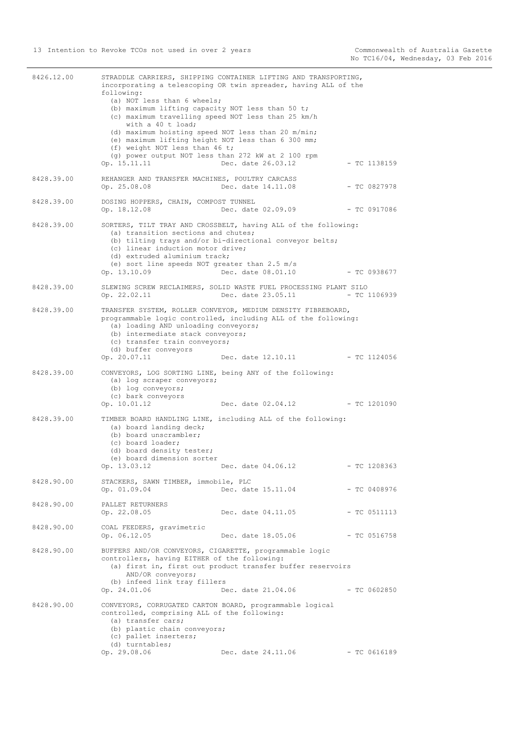8426.12.00 STRADDLE CARRIERS, SHIPPING CONTAINER LIFTING AND TRANSPORTING, incorporating a telescoping OR twin spreader, having ALL of the following:
- (a) NOT less than 6 wheels;
- (b) maximum lifting capacity NOT less than 50 t;
- (c) maximum travelling speed NOT less than 25 km/h with a 40 t load;
- (d) maximum hoisting speed NOT less than 20 m/min;
- (e) maximum lifting height NOT less than 6 300 mm;
- (f) weight NOT less than 46 t;
- (g) power output NOT less than 272 kW at 2 100 rpm

Op. 15.11.11 Dec. date 26.03.12 - TC 1138159

8428.39.00 REHANGER AND TRANSFER MACHINES, POULTRY CARCASS
Op. 25.08.08 Dec. date 14.11.08 - TC 0827978

8428.39.00 DOSING HOPPERS, CHAIN, COMPOST TUNNEL
Op. 18.12.08 Dec. date 02.09.09 - TC 0917086

8428.39.00 SORTERS, TILT TRAY AND CROSSBELT, having ALL of the following:
- (a) transition sections and chutes;
- (b) tilting trays and/or bi-directional conveyor belts;
- (c) linear induction motor drive;
- (d) extruded aluminium track;
- (e) sort line speeds NOT greater than 2.5 m/s

Op. 13.10.09 Dec. date 08.01.10 - TC 0938677

8428.39.00 SLEWING SCREW RECLAIMERS, SOLID WASTE FUEL PROCESSING PLANT SILO
Op. 22.02.11 Dec. date 23.05.11 - TC 1106939

8428.39.00 TRANSFER SYSTEM, ROLLER CONVEYOR, MEDIUM DENSITY FIBREBOARD, programmable logic controlled, including ALL of the following:
- (a) loading AND unloading conveyors;
- (b) intermediate stack conveyors;
- (c) transfer train conveyors;
- (d) buffer conveyors

Op. 20.07.11 Dec. date 12.10.11 - TC 1124056

8428.39.00 CONVEYORS, LOG SORTING LINE, being ANY of the following:
- (a) log scraper conveyors;
- (b) log conveyors;
- (c) bark conveyors

Op. 10.01.12 Dec. date 02.04.12 - TC 1201090

8428.39.00 TIMBER BOARD HANDLING LINE, including ALL of the following:
- (a) board landing deck;
- (b) board unscrambler;
- (c) board loader;
- (d) board density tester;
- (e) board dimension sorter

Op. 13.03.12 Dec. date 04.06.12 - TC 1208363

8428.90.00 STACKERS, SAWN TIMBER, immobile, PLC
Op. 01.09.04 Dec. date 15.11.04 - TC 0408976

8428.90.00 PALLET RETURNERS
Op. 22.08.05 Dec. date 04.11.05 - TC 0511113

8428.90.00 COAL FEEDERS, gravimetric
Op. 06.12.05 Dec. date 18.05.06 - TC 0516758

8428.90.00 BUFFERS AND/OR CONVEYORS, CIGARETTE, programmable logic controllers, having EITHER of the following:
- (a) first in, first out product transfer buffer reservoirs AND/OR conveyors;
- (b) infeed link tray fillers

Op. 24.01.06 Dec. date 21.04.06 - TC 0602850

8428.90.00 CONVEYORS, CORRUGATED CARTON BOARD, programmable logical controlled, comprising ALL of the following:
- (a) transfer cars;
- (b) plastic chain conveyors;
- (c) pallet inserters;
- (d) turntables;

Op. 29.08.06 Dec. date 24.11.06 - TC 0616189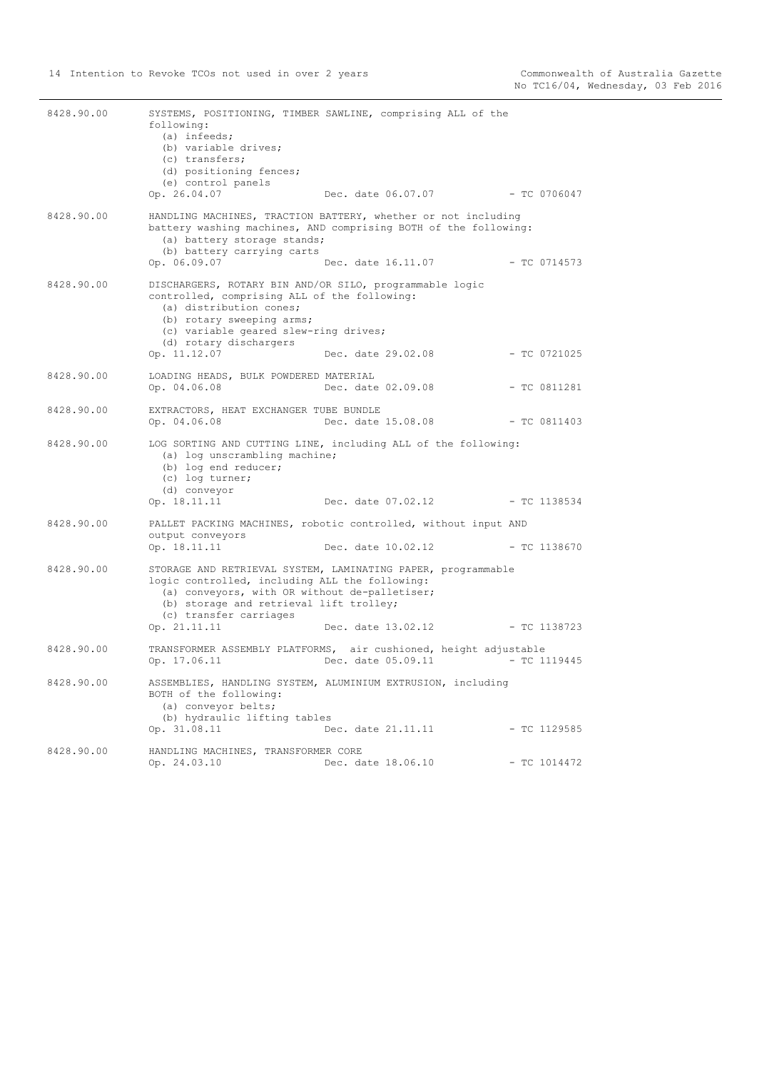8428.90.00 SYSTEMS, POSITIONING, TIMBER SAWLINE, comprising ALL of the following:
(a) infeeds;
(b) variable drives;
(c) transfers;
(d) positioning fences;
(e) control panels
Op. 26.04.07 Dec. date 06.07.07 - TC 0706047

8428.90.00 HANDLING MACHINES, TRACTION BATTERY, whether or not including battery washing machines, AND comprising BOTH of the following:
(a) battery storage stands;
(b) battery carrying carts
Op. 06.09.07 Dec. date 16.11.07 - TC 0714573

8428.90.00 DISCHARGERS, ROTARY BIN AND/OR SILO, programmable logic controlled, comprising ALL of the following:
(a) distribution cones;
(b) rotary sweeping arms;
(c) variable geared slew-ring drives;
(d) rotary dischargers
Op. 11.12.07 Dec. date 29.02.08 - TC 0721025

8428.90.00 LOADING HEADS, BULK POWDERED MATERIAL
Op. 04.06.08 Dec. date 02.09.08 - TC 0811281

8428.90.00 EXTRACTORS, HEAT EXCHANGER TUBE BUNDLE
Op. 04.06.08 Dec. date 15.08.08 - TC 0811403

8428.90.00 LOG SORTING AND CUTTING LINE, including ALL of the following:
(a) log unscrambling machine;
(b) log end reducer;
(c) log turner;
(d) conveyor
Op. 18.11.11 Dec. date 07.02.12 - TC 1138534

8428.90.00 PALLET PACKING MACHINES, robotic controlled, without input AND output conveyors
Op. 18.11.11 Dec. date 10.02.12 - TC 1138670

8428.90.00 STORAGE AND RETRIEVAL SYSTEM, LAMINATING PAPER, programmable logic controlled, including ALL the following:
(a) conveyors, with OR without de-palletiser;
(b) storage and retrieval lift trolley;
(c) transfer carriages
Op. 21.11.11 Dec. date 13.02.12 - TC 1138723

8428.90.00 TRANSFORMER ASSEMBLY PLATFORMS, air cushioned, height adjustable
Op. 17.06.11 Dec. date 05.09.11 - TC 1119445

8428.90.00 ASSEMBLIES, HANDLING SYSTEM, ALUMINIUM EXTRUSION, including BOTH of the following:
(a) conveyor belts;
(b) hydraulic lifting tables
Op. 31.08.11 Dec. date 21.11.11 - TC 1129585

8428.90.00 HANDLING MACHINES, TRANSFORMER CORE
Op. 24.03.10 Dec. date 18.06.10 - TC 1014472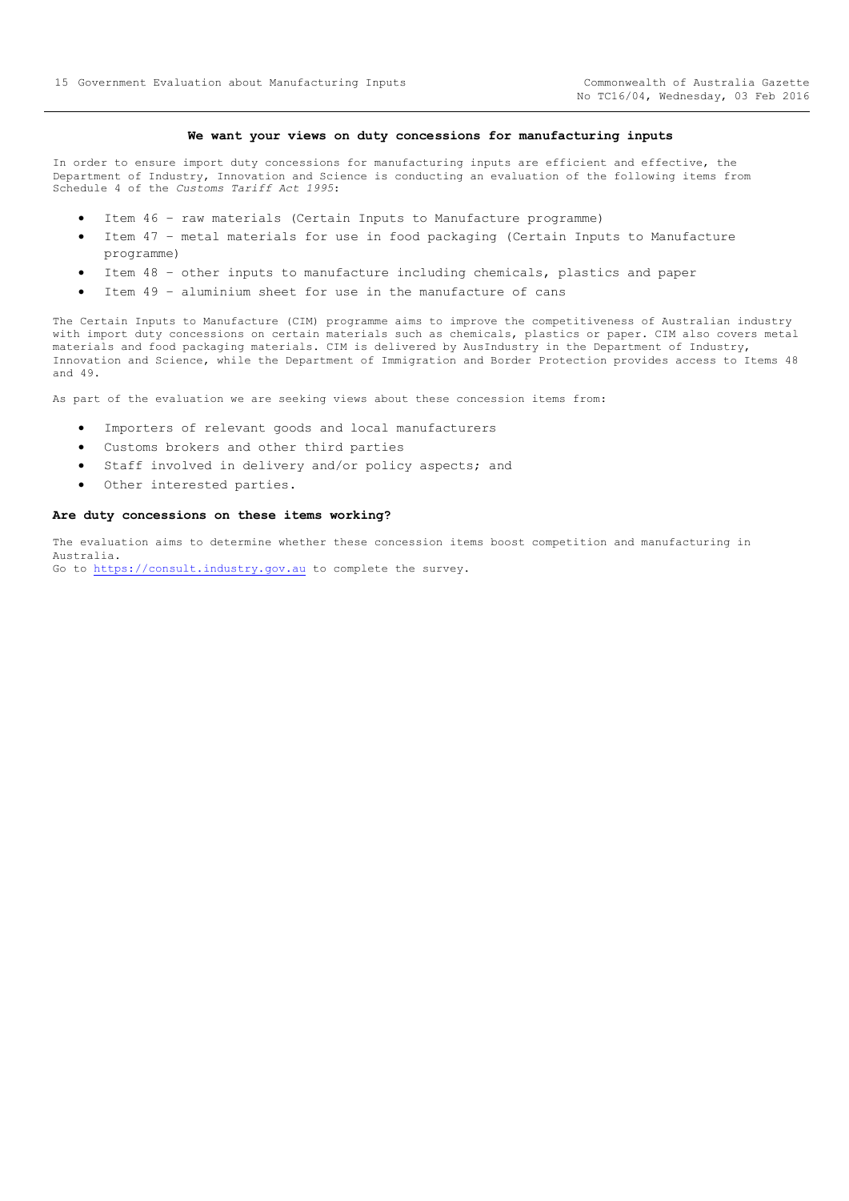## We want your views on duty concessions for manufacturing inputs

In order to ensure import duty concessions for manufacturing inputs are efficient and effective, the Department of Industry, Innovation and Science is conducting an evaluation of the following items from Schedule 4 of the *Customs Tariff Act 1995*:

- Item 46 – raw materials (Certain Inputs to Manufacture programme)
- Item 47 – metal materials for use in food packaging (Certain Inputs to Manufacture programme)
- Item 48 – other inputs to manufacture including chemicals, plastics and paper
- Item 49 – aluminium sheet for use in the manufacture of cans

The Certain Inputs to Manufacture (CIM) programme aims to improve the competitiveness of Australian industry with import duty concessions on certain materials such as chemicals, plastics or paper. CIM also covers metal materials and food packaging materials. CIM is delivered by AusIndustry in the Department of Industry, Innovation and Science, while the Department of Immigration and Border Protection provides access to Items 48 and 49.

As part of the evaluation we are seeking views about these concession items from:

- Importers of relevant goods and local manufacturers
- Customs brokers and other third parties
- Staff involved in delivery and/or policy aspects; and
- Other interested parties.

### Are duty concessions on these items working?

The evaluation aims to determine whether these concession items boost competition and manufacturing in Australia.

Go to https://consult.industry.gov.au to complete the survey.